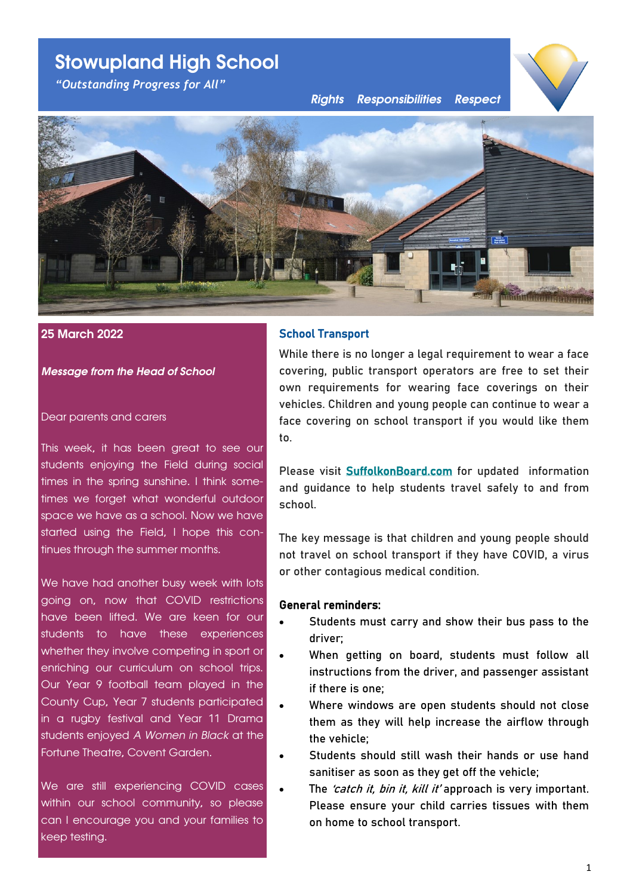# Stowupland High School

*"Outstanding Progress for All"*

*Rights Responsibilities Respect*

**25 March 2022**

***Message from the Head of School***

Dear parents and carers

This week, it has been great to see our students enjoying the Field during social times in the spring sunshine. I think sometimes we forget what wonderful outdoor space we have as a school. Now we have started using the Field, I hope this continues through the summer months.

We have had another busy week with lots going on, now that COVID restrictions have been lifted. We are keen for our students to have these experiences whether they involve competing in sport or enriching our curriculum on school trips. Our Year 9 football team played in the County Cup, Year 7 students participated in a rugby festival and Year 11 Drama students enjoyed *A Women in Black* at the Fortune Theatre, Covent Garden.

We are still experiencing COVID cases within our school community, so please can I encourage you and your families to keep testing.

## School Transport

While there is no longer a legal requirement to wear a face covering, public transport operators are free to set their own requirements for wearing face coverings on their vehicles. Children and young people can continue to wear a face covering on school transport if you would like them to.

Please visit SuffolkonBoard.com for updated information and guidance to help students travel safely to and from school.

The key message is that children and young people should not travel on school transport if they have COVID, a virus or other contagious medical condition.

**General reminders:**

- Students must carry and show their bus pass to the driver;
- When getting on board, students must follow all instructions from the driver, and passenger assistant if there is one;
- Where windows are open students should not close them as they will help increase the airflow through the vehicle;
- Students should still wash their hands or use hand sanitiser as soon as they get off the vehicle;
- The *'catch it, bin it, kill it'* approach is very important. Please ensure your child carries tissues with them on home to school transport.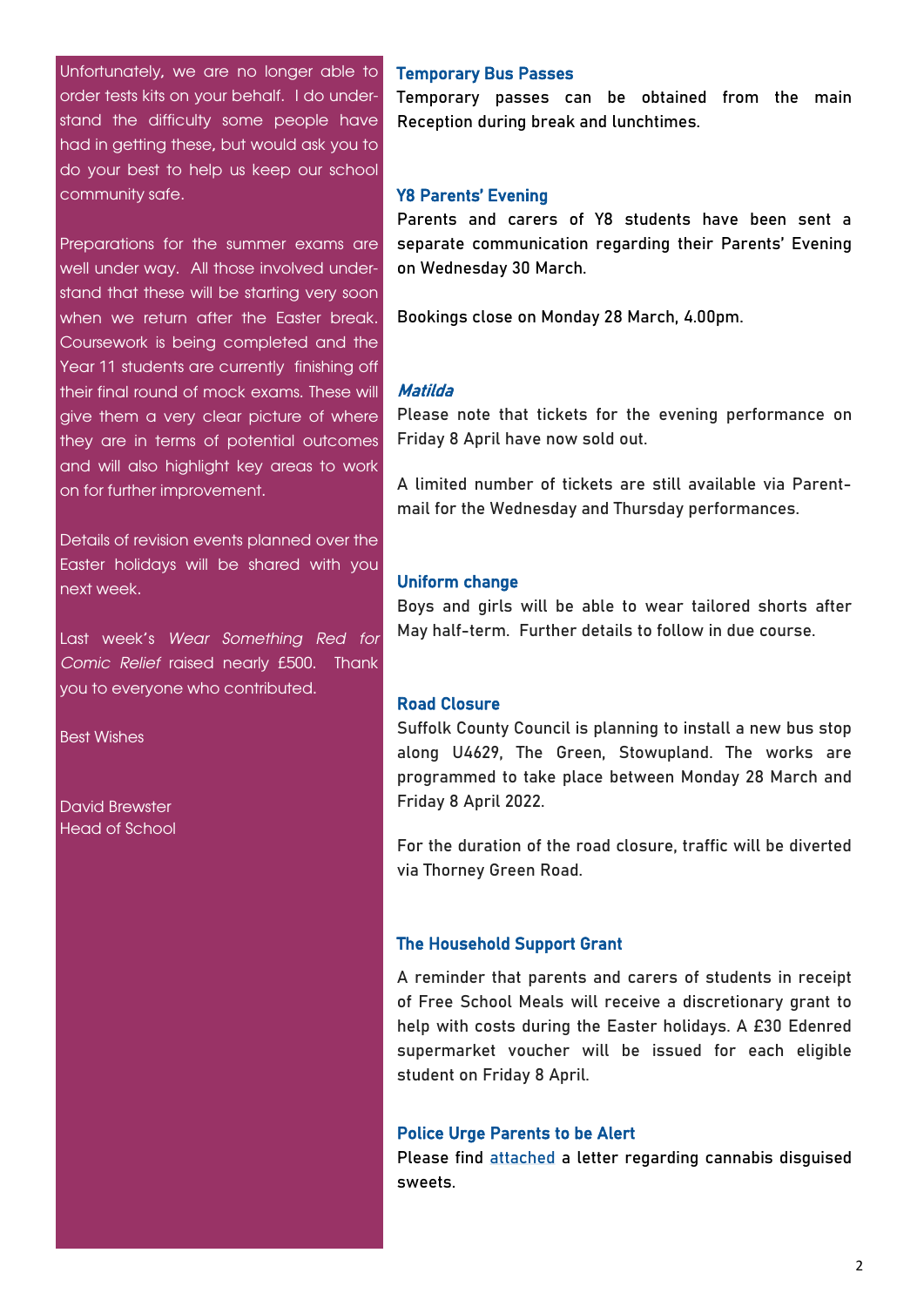Unfortunately, we are no longer able to order tests kits on your behalf. I do understand the difficulty some people have had in getting these, but would ask you to do your best to help us keep our school community safe.

Preparations for the summer exams are well under way. All those involved understand that these will be starting very soon when we return after the Easter break. Coursework is being completed and the Year 11 students are currently finishing off their final round of mock exams. These will give them a very clear picture of where they are in terms of potential outcomes and will also highlight key areas to work on for further improvement.

Details of revision events planned over the Easter holidays will be shared with you next week.

Last week's *Wear Something Red for Comic Relief* raised nearly £500. Thank you to everyone who contributed.

Best Wishes

David Brewster
Head of School

### Temporary Bus Passes

Temporary passes can be obtained from the main Reception during break and lunchtimes.

### Y8 Parents' Evening

Parents and carers of Y8 students have been sent a separate communication regarding their Parents' Evening on Wednesday 30 March.

Bookings close on Monday 28 March, 4.00pm.

### *Matilda*

Please note that tickets for the evening performance on Friday 8 April have now sold out.

A limited number of tickets are still available via Parentmail for the Wednesday and Thursday performances.

### Uniform change

Boys and girls will be able to wear tailored shorts after May half-term. Further details to follow in due course.

### Road Closure

Suffolk County Council is planning to install a new bus stop along U4629, The Green, Stowupland. The works are programmed to take place between Monday 28 March and Friday 8 April 2022.

For the duration of the road closure, traffic will be diverted via Thorney Green Road.

### The Household Support Grant

A reminder that parents and carers of students in receipt of Free School Meals will receive a discretionary grant to help with costs during the Easter holidays. A £30 Edenred supermarket voucher will be issued for each eligible student on Friday 8 April.

### Police Urge Parents to be Alert

Please find attached a letter regarding cannabis disguised sweets.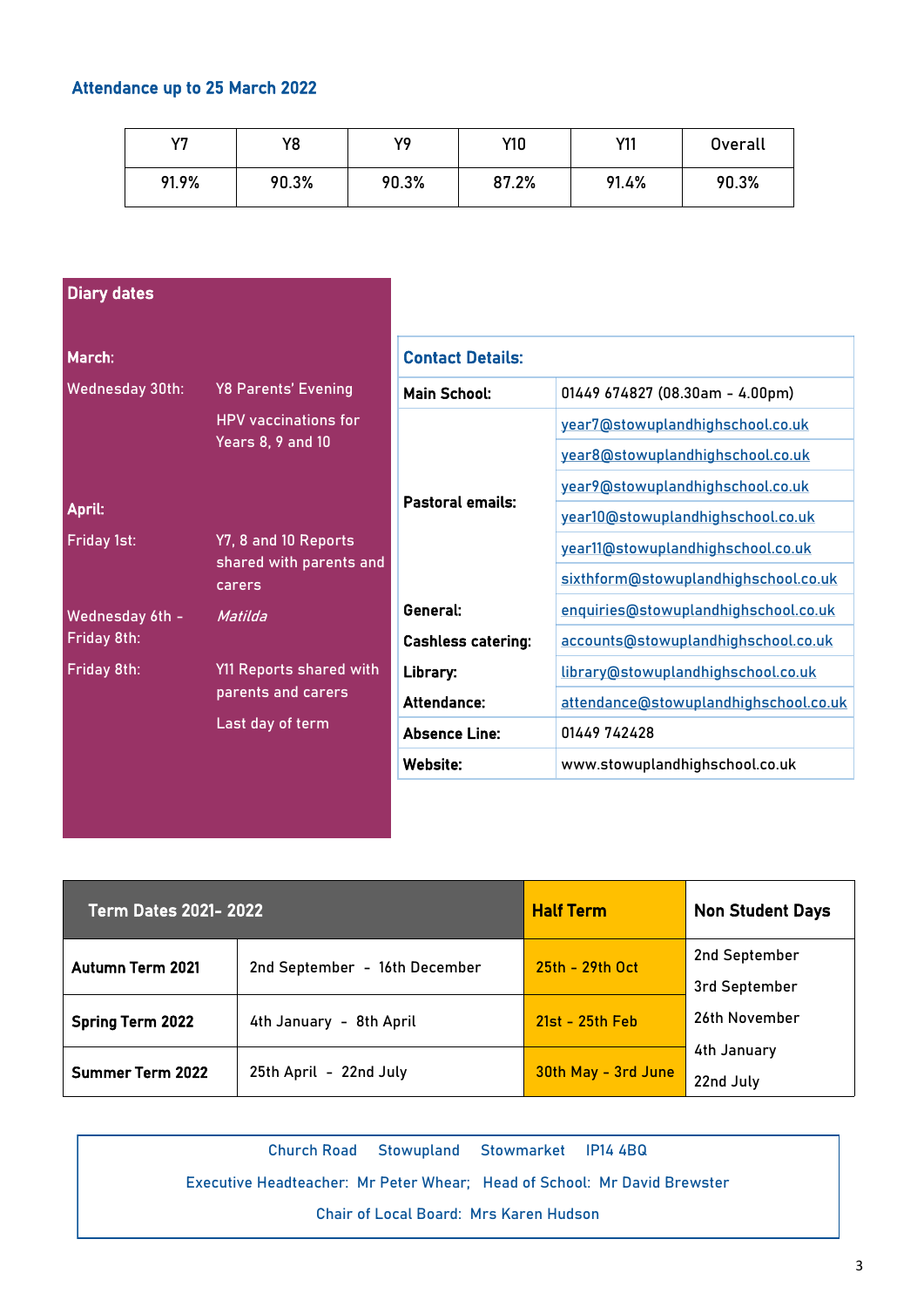### Attendance up to 25 March 2022

| Y7 | Y8 | Y9 | Y10 | Y11 | Overall |
|---|---|---|---|---|---|
| 91.9% | 90.3% | 90.3% | 87.2% | 91.4% | 90.3% |

### Diary dates

**March:**

| | |
|---|---|
| Wednesday 30th: | Y8 Parents' Evening |
| | HPV vaccinations for Years 8, 9 and 10 |

**April:**

| | |
|---|---|
| Friday 1st: | Y7, 8 and 10 Reports shared with parents and carers |
| Wednesday 6th - Friday 8th: | *Matilda* |
| Friday 8th: | Y11 Reports shared with parents and carers |
| | Last day of term |

### Contact Details:

| | |
|---|---|
| **Main School:** | 01449 674827 (08.30am - 4.00pm) |
| **Pastoral emails:** | year7@stowuplandhighschool.co.uk |
| | year8@stowuplandhighschool.co.uk |
| | year9@stowuplandhighschool.co.uk |
| | year10@stowuplandhighschool.co.uk |
| | year11@stowuplandhighschool.co.uk |
| | sixthform@stowuplandhighschool.co.uk |
| **General:** | enquiries@stowuplandhighschool.co.uk |
| **Cashless catering:** | accounts@stowuplandhighschool.co.uk |
| **Library:** | library@stowuplandhighschool.co.uk |
| **Attendance:** | attendance@stowuplandhighschool.co.uk |
| **Absence Line:** | 01449 742428 |
| **Website:** | www.stowuplandhighschool.co.uk |

| Term Dates 2021- 2022 | | Half Term | Non Student Days |
|---|---|---|---|
| **Autumn Term 2021** | 2nd September - 16th December | 25th - 29th Oct | 2nd September<br>3rd September |
| **Spring Term 2022** | 4th January - 8th April | 21st - 25th Feb | 26th November<br>4th January |
| **Summer Term 2022** | 25th April - 22nd July | 30th May - 3rd June | 22nd July |

Church Road Stowupland Stowmarket IP14 4BQ

Executive Headteacher: Mr Peter Whear; Head of School: Mr David Brewster

Chair of Local Board: Mrs Karen Hudson